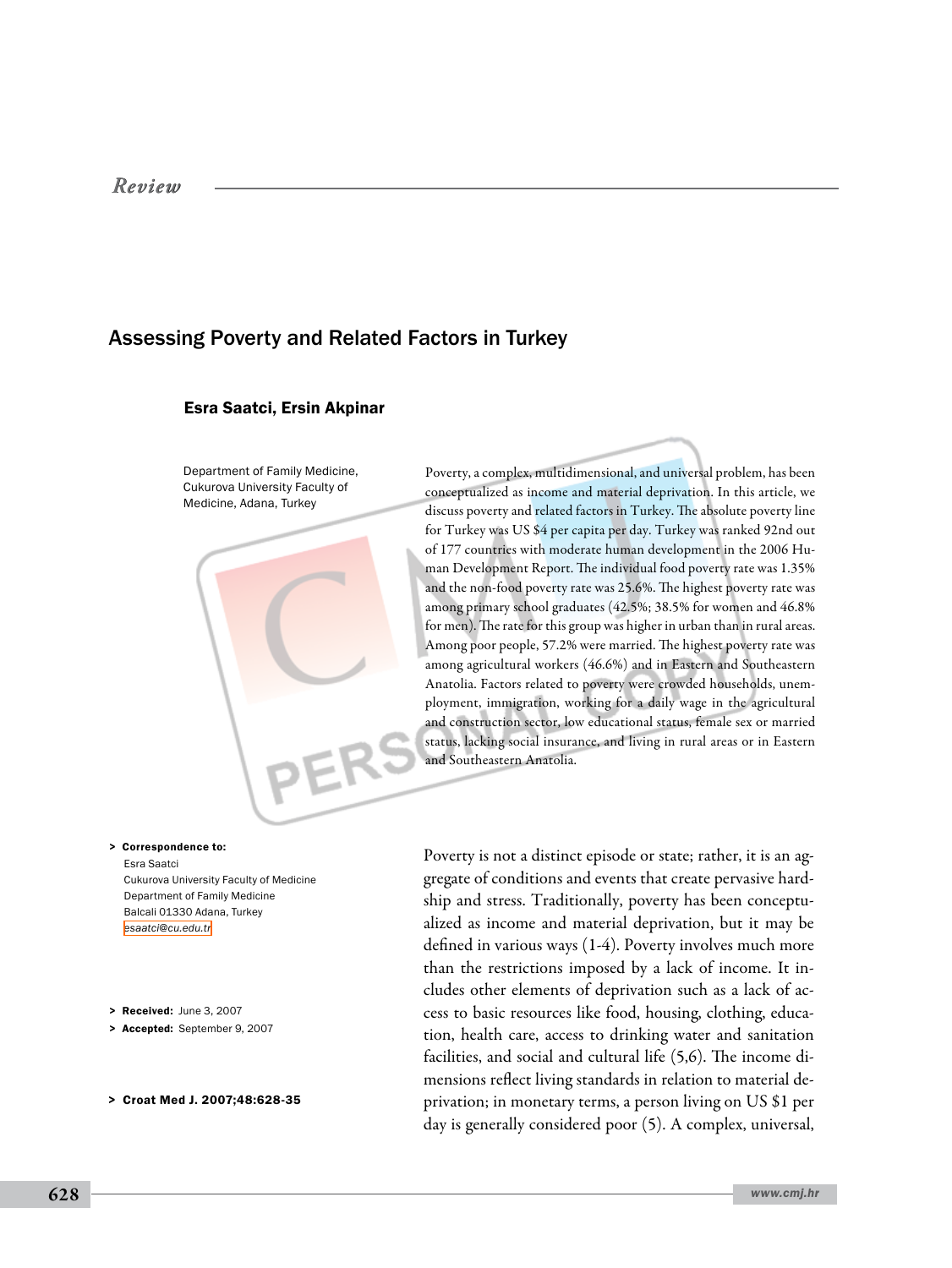Review

# Assessing Poverty and Related Factors in Turkey

**Esra Saatci, Ersin Akpinar**

Department of Family Medicine, Cukurova University Faculty of Medicine, Adana, Turkey

Poverty, a complex, multidimensional, and universal problem, has been conceptualized as income and material deprivation. In this article, we discuss poverty and related factors in Turkey. The absolute poverty line for Turkey was US $4 per capita per day. Turkey was ranked 92nd out of 177 countries with moderate human development in the 2006 Human Development Report. The individual food poverty rate was 1.35% and the non-food poverty rate was 25.6%. The highest poverty rate was among primary school graduates (42.5%; 38.5% for women and 46.8% for men). The rate for this group was higher in urban than in rural areas. Among poor people, 57.2% were married. The highest poverty rate was among agricultural workers (46.6%) and in Eastern and Southeastern Anatolia. Factors related to poverty were crowded households, unemployment, immigration, working for a daily wage in the agricultural and construction sector, low educational status, female sex or married status, lacking social insurance, and living in rural areas or in Eastern and Southeastern Anatolia.

> **Correspondence to:**
> Esra Saatci
> Cukurova University Faculty of Medicine
> Department of Family Medicine
> Balcali 01330 Adana, Turkey
> esaatci@cu.edu.tr

> **Received:** June 3, 2007
> **Accepted:** September 9, 2007

> **Croat Med J. 2007;48:628-35**

Poverty is not a distinct episode or state; rather, it is an aggregate of conditions and events that create pervasive hardship and stress. Traditionally, poverty has been conceptualized as income and material deprivation, but it may be defined in various ways (1-4). Poverty involves much more than the restrictions imposed by a lack of income. It includes other elements of deprivation such as a lack of access to basic resources like food, housing, clothing, education, health care, access to drinking water and sanitation facilities, and social and cultural life (5,6). The income dimensions reflect living standards in relation to material deprivation; in monetary terms, a person living on US $1 per day is generally considered poor (5). A complex, universal,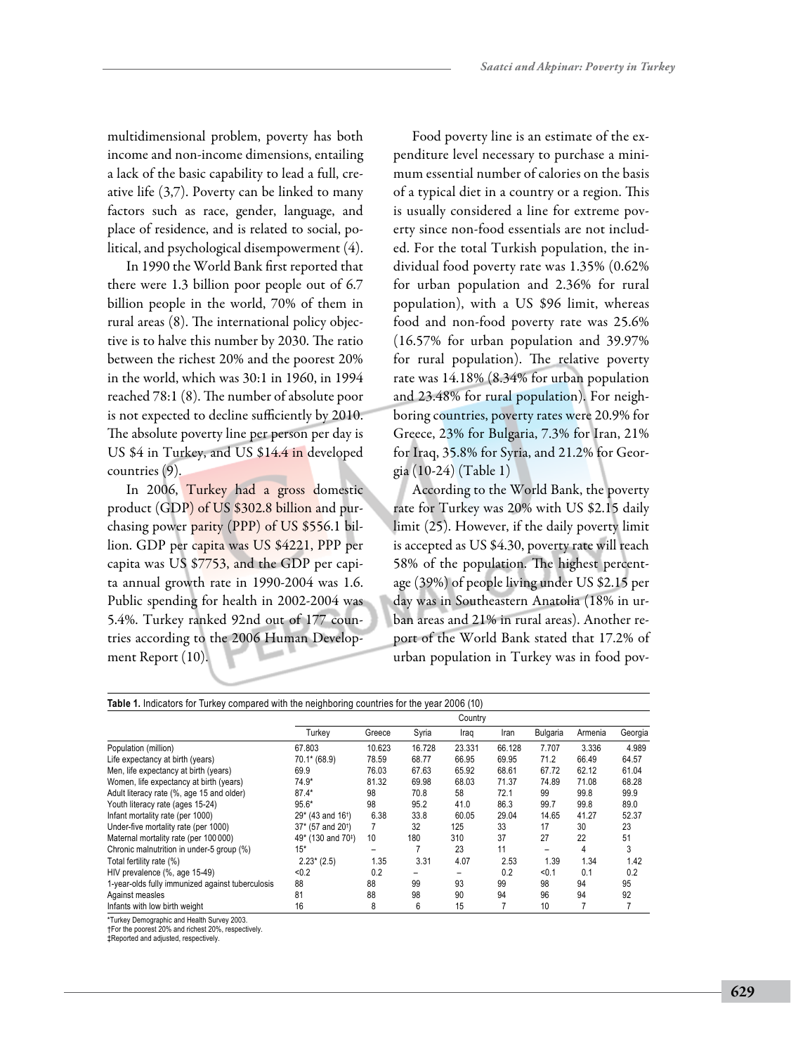multidimensional problem, poverty has both income and non-income dimensions, entailing a lack of the basic capability to lead a full, creative life (3,7). Poverty can be linked to many factors such as race, gender, language, and place of residence, and is related to social, political, and psychological disempowerment (4).

In 1990 the World Bank first reported that there were 1.3 billion poor people out of 6.7 billion people in the world, 70% of them in rural areas (8). The international policy objective is to halve this number by 2030. The ratio between the richest 20% and the poorest 20% in the world, which was 30:1 in 1960, in 1994 reached 78:1 (8). The number of absolute poor is not expected to decline sufficiently by 2010. The absolute poverty line per person per day is US $4 in Turkey, and US $14.4 in developed countries (9).

In 2006, Turkey had a gross domestic product (GDP) of US $302.8 billion and purchasing power parity (PPP) of US $556.1 billion. GDP per capita was US $4221, PPP per capita was US $7753, and the GDP per capita annual growth rate in 1990-2004 was 1.6. Public spending for health in 2002-2004 was 5.4%. Turkey ranked 92nd out of 177 countries according to the 2006 Human Development Report (10).

Food poverty line is an estimate of the expenditure level necessary to purchase a minimum essential number of calories on the basis of a typical diet in a country or a region. This is usually considered a line for extreme poverty since non-food essentials are not included. For the total Turkish population, the individual food poverty rate was 1.35% (0.62% for urban population and 2.36% for rural population), with a US $96 limit, whereas food and non-food poverty rate was 25.6% (16.57% for urban population and 39.97% for rural population). The relative poverty rate was 14.18% (8.34% for urban population and 23.48% for rural population). For neighboring countries, poverty rates were 20.9% for Greece, 23% for Bulgaria, 7.3% for Iran, 21% for Iraq, 35.8% for Syria, and 21.2% for Georgia (10-24) (Table 1)

According to the World Bank, the poverty rate for Turkey was 20% with US $2.15 daily limit (25). However, if the daily poverty limit is accepted as US $4.30, poverty rate will reach 58% of the population. The highest percentage (39%) of people living under US $2.15 per day was in Southeastern Anatolia (18% in urban areas and 21% in rural areas). Another report of the World Bank stated that 17.2% of urban population in Turkey was in food pov-

**Table 1.** Indicators for Turkey compared with the neighboring countries for the year 2006 (10)

| | Country | | | | | | | |
|---|---|---|---|---|---|---|---|---|
| | Turkey | Greece | Syria | Iraq | Iran | Bulgaria | Armenia | Georgia |
| Population (million) | 67.803 | 10.623 | 16.728 | 23.331 | 66.128 | 7.707 | 3.336 | 4.989 |
| Life expectancy at birth (years) | 70.1* (68.9) | 78.59 | 68.77 | 66.95 | 69.95 | 71.2 | 66.49 | 64.57 |
| Men, life expectancy at birth (years) | 69.9 | 76.03 | 67.63 | 65.92 | 68.61 | 67.72 | 62.12 | 61.04 |
| Women, life expectancy at birth (years) | 74.9* | 81.32 | 69.98 | 68.03 | 71.37 | 74.89 | 71.08 | 68.28 |
| Adult literacy rate (%, age 15 and older) | 87.4* | 98 | 70.8 | 58 | 72.1 | 99 | 99.8 | 99.9 |
| Youth literacy rate (ages 15-24) | 95.6* | 98 | 95.2 | 41.0 | 86.3 | 99.7 | 99.8 | 89.0 |
| Infant mortality rate (per 1000) | 29* (43 and 16†) | 6.38 | 33.8 | 60.05 | 29.04 | 14.65 | 41.27 | 52.37 |
| Under-five mortality rate (per 1000) | 37* (57 and 20†) | 7 | 32 | 125 | 33 | 17 | 30 | 23 |
| Maternal mortality rate (per 100 000) | 49* (130 and 70‡) | 10 | 180 | 310 | 37 | 27 | 22 | 51 |
| Chronic malnutrition in under-5 group (%) | 15* | – | 7 | 23 | 11 | – | 4 | 3 |
| Total fertility rate (%) | 2.23* (2.5) | 1.35 | 3.31 | 4.07 | 2.53 | 1.39 | 1.34 | 1.42 |
| HIV prevalence (%, age 15-49) | <0.2 | 0.2 | – | – | 0.2 | <0.1 | 0.1 | 0.2 |
| 1-year-olds fully immunized against tuberculosis | 88 | 88 | 99 | 93 | 99 | 98 | 94 | 95 |
| Against measles | 81 | 88 | 98 | 90 | 94 | 96 | 94 | 92 |
| Infants with low birth weight | 16 | 8 | 6 | 15 | 7 | 10 | 7 | 7 |

*Turkey Demographic and Health Survey 2003.
†For the poorest 20% and richest 20%, respectively.
‡Reported and adjusted, respectively.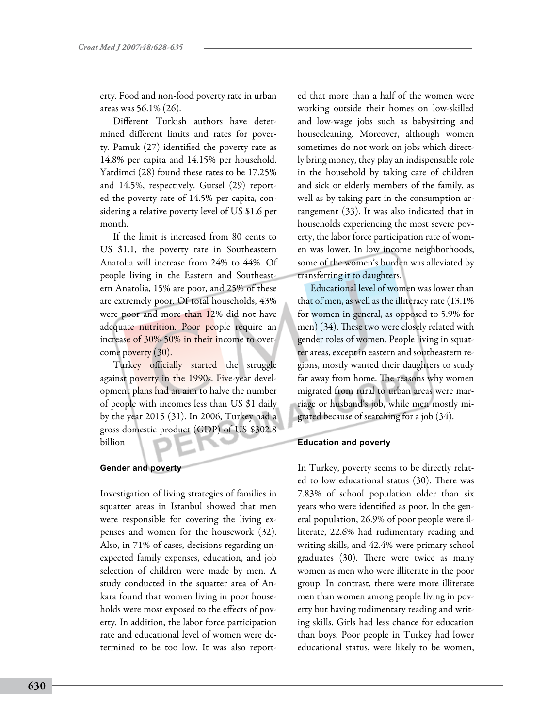erty. Food and non-food poverty rate in urban areas was 56.1% (26).

Different Turkish authors have determined different limits and rates for poverty. Pamuk (27) identified the poverty rate as 14.8% per capita and 14.15% per household. Yardimci (28) found these rates to be 17.25% and 14.5%, respectively. Gursel (29) reported the poverty rate of 14.5% per capita, considering a relative poverty level of US $1.6 per month.

If the limit is increased from 80 cents to US $1.1, the poverty rate in Southeastern Anatolia will increase from 24% to 44%. Of people living in the Eastern and Southeastern Anatolia, 15% are poor, and 25% of these are extremely poor. Of total households, 43% were poor and more than 12% did not have adequate nutrition. Poor people require an increase of 30%-50% in their income to overcome poverty (30).

Turkey officially started the struggle against poverty in the 1990s. Five-year development plans had an aim to halve the number of people with incomes less than US $1 daily by the year 2015 (31). In 2006, Turkey had a gross domestic product (GDP) of US $302.8 billion

### Gender and poverty

Investigation of living strategies of families in squatter areas in Istanbul showed that men were responsible for covering the living expenses and women for the housework (32). Also, in 71% of cases, decisions regarding unexpected family expenses, education, and job selection of children were made by men. A study conducted in the squatter area of Ankara found that women living in poor households were most exposed to the effects of poverty. In addition, the labor force participation rate and educational level of women were determined to be too low. It was also reported that more than a half of the women were working outside their homes on low-skilled and low-wage jobs such as babysitting and housecleaning. Moreover, although women sometimes do not work on jobs which directly bring money, they play an indispensable role in the household by taking care of children and sick or elderly members of the family, as well as by taking part in the consumption arrangement (33). It was also indicated that in households experiencing the most severe poverty, the labor force participation rate of women was lower. In low income neighborhoods, some of the women's burden was alleviated by transferring it to daughters.

Educational level of women was lower than that of men, as well as the illiteracy rate (13.1% for women in general, as opposed to 5.9% for men) (34). These two were closely related with gender roles of women. People living in squatter areas, except in eastern and southeastern regions, mostly wanted their daughters to study far away from home. The reasons why women migrated from rural to urban areas were marriage or husband's job, while men mostly migrated because of searching for a job (34).

### Education and poverty

In Turkey, poverty seems to be directly related to low educational status (30). There was 7.83% of school population older than six years who were identified as poor. In the general population, 26.9% of poor people were illiterate, 22.6% had rudimentary reading and writing skills, and 42.4% were primary school graduates (30). There were twice as many women as men who were illiterate in the poor group. In contrast, there were more illiterate men than women among people living in poverty but having rudimentary reading and writing skills. Girls had less chance for education than boys. Poor people in Turkey had lower educational status, were likely to be women,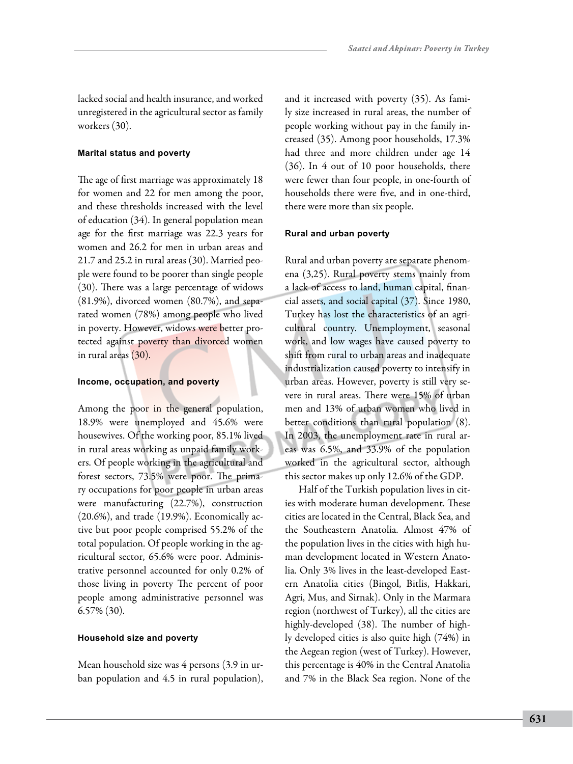lacked social and health insurance, and worked unregistered in the agricultural sector as family workers (30).

#### Marital status and poverty

The age of first marriage was approximately 18 for women and 22 for men among the poor, and these thresholds increased with the level of education (34). In general population mean age for the first marriage was 22.3 years for women and 26.2 for men in urban areas and 21.7 and 25.2 in rural areas (30). Married people were found to be poorer than single people (30). There was a large percentage of widows (81.9%), divorced women (80.7%), and separated women (78%) among people who lived in poverty. However, widows were better protected against poverty than divorced women in rural areas (30).

#### Income, occupation, and poverty

Among the poor in the general population, 18.9% were unemployed and 45.6% were housewives. Of the working poor, 85.1% lived in rural areas working as unpaid family workers. Of people working in the agricultural and forest sectors, 73.5% were poor. The primary occupations for poor people in urban areas were manufacturing (22.7%), construction (20.6%), and trade (19.9%). Economically active but poor people comprised 55.2% of the total population. Of people working in the agricultural sector, 65.6% were poor. Administrative personnel accounted for only 0.2% of those living in poverty The percent of poor people among administrative personnel was 6.57% (30).

#### Household size and poverty

Mean household size was 4 persons (3.9 in urban population and 4.5 in rural population), and it increased with poverty (35). As family size increased in rural areas, the number of people working without pay in the family increased (35). Among poor households, 17.3% had three and more children under age 14 (36). In 4 out of 10 poor households, there were fewer than four people, in one-fourth of households there were five, and in one-third, there were more than six people.

#### Rural and urban poverty

Rural and urban poverty are separate phenomena (3,25). Rural poverty stems mainly from a lack of access to land, human capital, financial assets, and social capital (37). Since 1980, Turkey has lost the characteristics of an agricultural country. Unemployment, seasonal work, and low wages have caused poverty to shift from rural to urban areas and inadequate industrialization caused poverty to intensify in urban areas. However, poverty is still very severe in rural areas. There were 15% of urban men and 13% of urban women who lived in better conditions than rural population (8). In 2003, the unemployment rate in rural areas was 6.5%, and 33.9% of the population worked in the agricultural sector, although this sector makes up only 12.6% of the GDP.

Half of the Turkish population lives in cities with moderate human development. These cities are located in the Central, Black Sea, and the Southeastern Anatolia. Almost 47% of the population lives in the cities with high human development located in Western Anatolia. Only 3% lives in the least-developed Eastern Anatolia cities (Bingol, Bitlis, Hakkari, Agri, Mus, and Sirnak). Only in the Marmara region (northwest of Turkey), all the cities are highly-developed (38). The number of highly developed cities is also quite high (74%) in the Aegean region (west of Turkey). However, this percentage is 40% in the Central Anatolia and 7% in the Black Sea region. None of the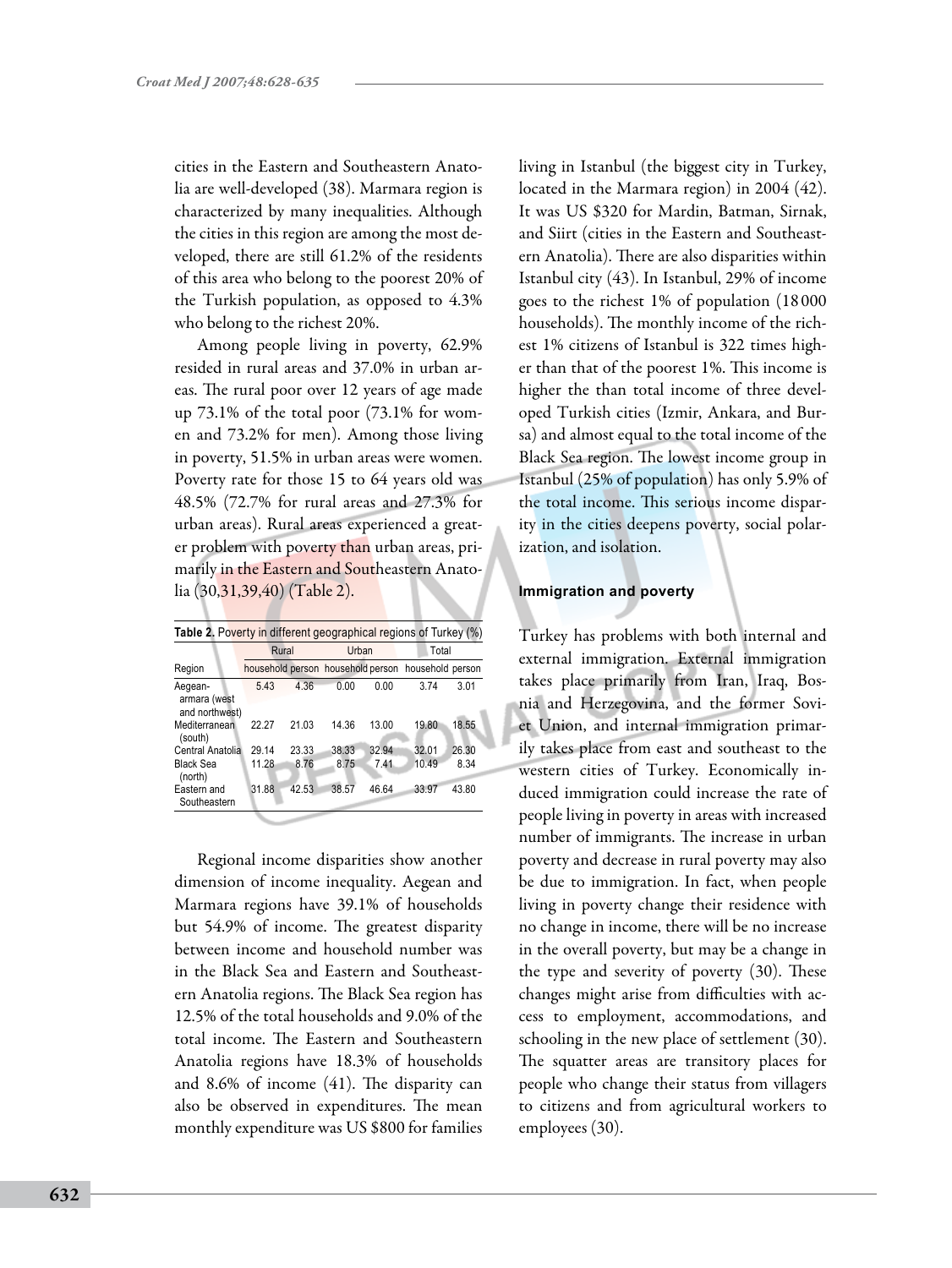cities in the Eastern and Southeastern Anatolia are well-developed (38). Marmara region is characterized by many inequalities. Although the cities in this region are among the most developed, there are still 61.2% of the residents of this area who belong to the poorest 20% of the Turkish population, as opposed to 4.3% who belong to the richest 20%.

Among people living in poverty, 62.9% resided in rural areas and 37.0% in urban areas. The rural poor over 12 years of age made up 73.1% of the total poor (73.1% for women and 73.2% for men). Among those living in poverty, 51.5% in urban areas were women. Poverty rate for those 15 to 64 years old was 48.5% (72.7% for rural areas and 27.3% for urban areas). Rural areas experienced a greater problem with poverty than urban areas, primarily in the Eastern and Southeastern Anatolia (30,31,39,40) (Table 2).

**Table 2.** Poverty in different geographical regions of Turkey (%)

| Region | Rural | | Urban | | Total | |
|---|---|---|---|---|---|---|
| | household | person | household | person | household | person |
| Aegean-armara (west and northwest) | 5.43 | 4.36 | 0.00 | 0.00 | 3.74 | 3.01 |
| Mediterranean (south) | 22.27 | 21.03 | 14.36 | 13.00 | 19.80 | 18.55 |
| Central Anatolia | 29.14 | 23.33 | 38.33 | 32.94 | 32.01 | 26.30 |
| Black Sea (north) | 11.28 | 8.76 | 8.75 | 7.41 | 10.49 | 8.34 |
| Eastern and Southeastern | 31.88 | 42.53 | 38.57 | 46.64 | 33.97 | 43.80 |

Regional income disparities show another dimension of income inequality. Aegean and Marmara regions have 39.1% of households but 54.9% of income. The greatest disparity between income and household number was in the Black Sea and Eastern and Southeastern Anatolia regions. The Black Sea region has 12.5% of the total households and 9.0% of the total income. The Eastern and Southeastern Anatolia regions have 18.3% of households and 8.6% of income (41). The disparity can also be observed in expenditures. The mean monthly expenditure was US \$800 for families living in Istanbul (the biggest city in Turkey, located in the Marmara region) in 2004 (42). It was US \$320 for Mardin, Batman, Sirnak, and Siirt (cities in the Eastern and Southeastern Anatolia). There are also disparities within Istanbul city (43). In Istanbul, 29% of income goes to the richest 1% of population (18 000 households). The monthly income of the richest 1% citizens of Istanbul is 322 times higher than that of the poorest 1%. This income is higher the than total income of three developed Turkish cities (Izmir, Ankara, and Bursa) and almost equal to the total income of the Black Sea region. The lowest income group in Istanbul (25% of population) has only 5.9% of the total income. This serious income disparity in the cities deepens poverty, social polarization, and isolation.

#### Immigration and poverty

Turkey has problems with both internal and external immigration. External immigration takes place primarily from Iran, Iraq, Bosnia and Herzegovina, and the former Soviet Union, and internal immigration primarily takes place from east and southeast to the western cities of Turkey. Economically induced immigration could increase the rate of people living in poverty in areas with increased number of immigrants. The increase in urban poverty and decrease in rural poverty may also be due to immigration. In fact, when people living in poverty change their residence with no change in income, there will be no increase in the overall poverty, but may be a change in the type and severity of poverty (30). These changes might arise from difficulties with access to employment, accommodations, and schooling in the new place of settlement (30). The squatter areas are transitory places for people who change their status from villagers to citizens and from agricultural workers to employees (30).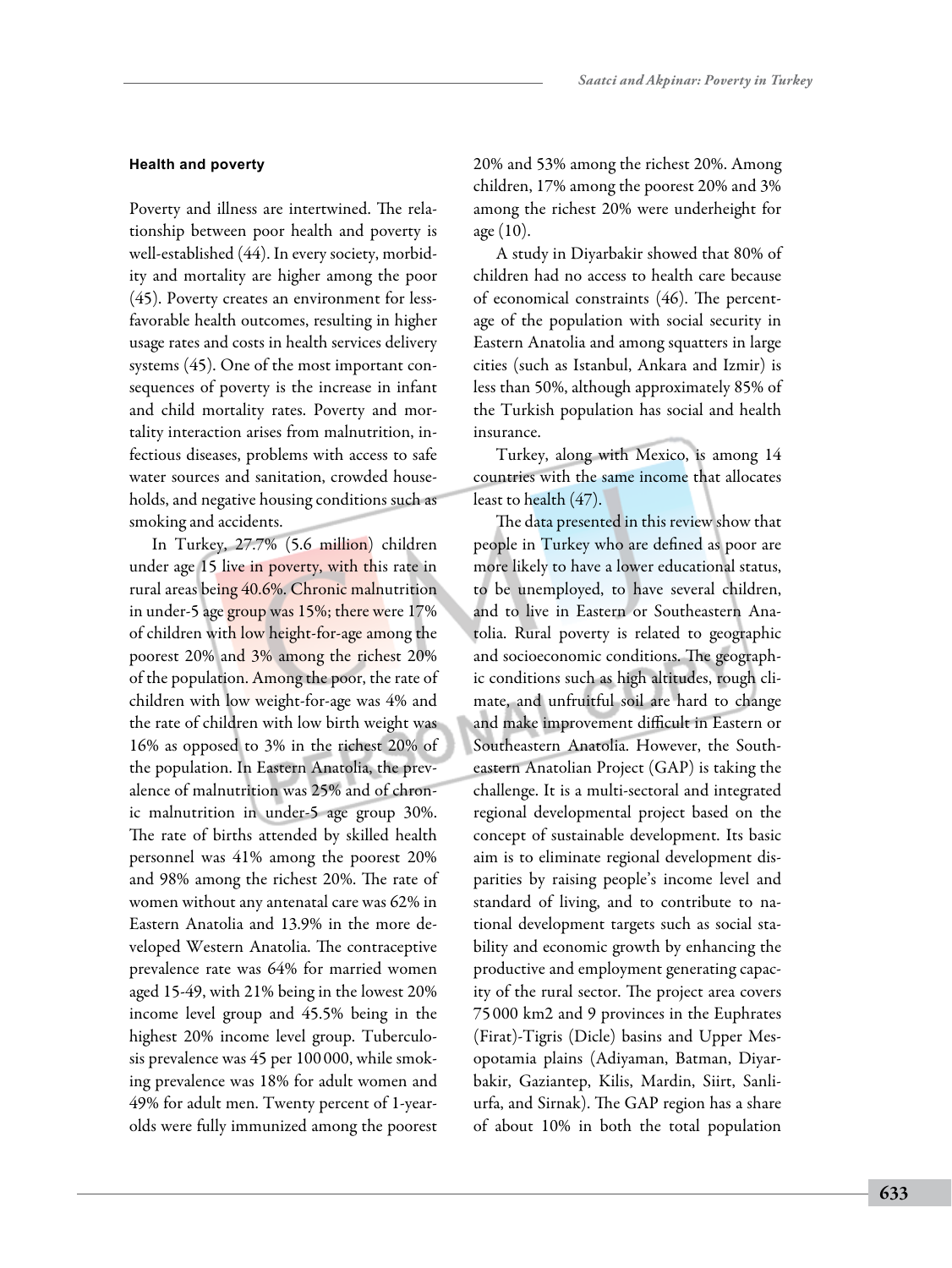### Health and poverty

Poverty and illness are intertwined. The relationship between poor health and poverty is well-established (44). In every society, morbidity and mortality are higher among the poor (45). Poverty creates an environment for less-favorable health outcomes, resulting in higher usage rates and costs in health services delivery systems (45). One of the most important consequences of poverty is the increase in infant and child mortality rates. Poverty and mortality interaction arises from malnutrition, infectious diseases, problems with access to safe water sources and sanitation, crowded households, and negative housing conditions such as smoking and accidents.

In Turkey, 27.7% (5.6 million) children under age 15 live in poverty, with this rate in rural areas being 40.6%. Chronic malnutrition in under-5 age group was 15%; there were 17% of children with low height-for-age among the poorest 20% and 3% among the richest 20% of the population. Among the poor, the rate of children with low weight-for-age was 4% and the rate of children with low birth weight was 16% as opposed to 3% in the richest 20% of the population. In Eastern Anatolia, the prevalence of malnutrition was 25% and of chronic malnutrition in under-5 age group 30%. The rate of births attended by skilled health personnel was 41% among the poorest 20% and 98% among the richest 20%. The rate of women without any antenatal care was 62% in Eastern Anatolia and 13.9% in the more developed Western Anatolia. The contraceptive prevalence rate was 64% for married women aged 15-49, with 21% being in the lowest 20% income level group and 45.5% being in the highest 20% income level group. Tuberculosis prevalence was 45 per 100 000, while smoking prevalence was 18% for adult women and 49% for adult men. Twenty percent of 1-year-olds were fully immunized among the poorest 20% and 53% among the richest 20%. Among children, 17% among the poorest 20% and 3% among the richest 20% were underheight for age (10).

A study in Diyarbakir showed that 80% of children had no access to health care because of economical constraints (46). The percentage of the population with social security in Eastern Anatolia and among squatters in large cities (such as Istanbul, Ankara and Izmir) is less than 50%, although approximately 85% of the Turkish population has social and health insurance.

Turkey, along with Mexico, is among 14 countries with the same income that allocates least to health (47).

The data presented in this review show that people in Turkey who are defined as poor are more likely to have a lower educational status, to be unemployed, to have several children, and to live in Eastern or Southeastern Anatolia. Rural poverty is related to geographic and socioeconomic conditions. The geographic conditions such as high altitudes, rough climate, and unfruitful soil are hard to change and make improvement difficult in Eastern or Southeastern Anatolia. However, the Southeastern Anatolian Project (GAP) is taking the challenge. It is a multi-sectoral and integrated regional developmental project based on the concept of sustainable development. Its basic aim is to eliminate regional development disparities by raising people's income level and standard of living, and to contribute to national development targets such as social stability and economic growth by enhancing the productive and employment generating capacity of the rural sector. The project area covers 75 000 km2 and 9 provinces in the Euphrates (Firat)-Tigris (Dicle) basins and Upper Mesopotamia plains (Adiyaman, Batman, Diyarbakir, Gaziantep, Kilis, Mardin, Siirt, Sanliurfa, and Sirnak). The GAP region has a share of about 10% in both the total population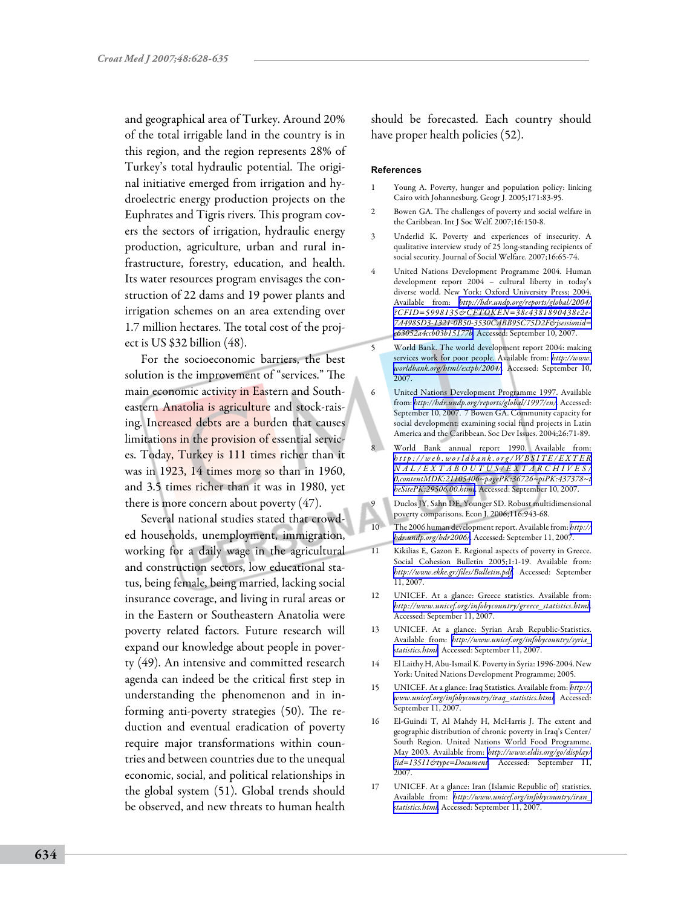and geographical area of Turkey. Around 20% of the total irrigable land in the country is in this region, and the region represents 28% of Turkey's total hydraulic potential. The original initiative emerged from irrigation and hydroelectric energy production projects on the Euphrates and Tigris rivers. This program covers the sectors of irrigation, hydraulic energy production, agriculture, urban and rural infrastructure, forestry, education, and health. Its water resources program envisages the construction of 22 dams and 19 power plants and irrigation schemes on an area extending over 1.7 million hectares. The total cost of the project is US $32 billion (48).

For the socioeconomic barriers, the best solution is the improvement of "services." The main economic activity in Eastern and Southeastern Anatolia is agriculture and stock-raising. Increased debts are a burden that causes limitations in the provision of essential services. Today, Turkey is 111 times richer than it was in 1923, 14 times more so than in 1960, and 3.5 times richer than it was in 1980, yet there is more concern about poverty (47).

Several national studies stated that crowded households, unemployment, immigration, working for a daily wage in the agricultural and construction sectors, low educational status, being female, being married, lacking social insurance coverage, and living in rural areas or in the Eastern or Southeastern Anatolia were poverty related factors. Future research will expand our knowledge about people in poverty (49). An intensive and committed research agenda can indeed be the critical first step in understanding the phenomenon and in informing anti-poverty strategies (50). The reduction and eventual eradication of poverty require major transformations within countries and between countries due to the unequal economic, social, and political relationships in the global system (51). Global trends should be observed, and new threats to human health should be forecasted. Each country should have proper health policies (52).

## References

1 Young A. Poverty, hunger and population policy: linking Cairo with Johannesburg. Geogr J. 2005;171:83-95.

2 Bowen GA. The challenges of poverty and social welfare in the Caribbean. Int J Soc Welf. 2007;16:150-8.

3 Underlid K. Poverty and experiences of insecurity. A qualitative interview study of 25 long-standing recipients of social security. Journal of Social Welfare. 2007;16:65-74.

4 United Nations Development Programme 2004. Human development report 2004 – cultural liberty in today's diverse world. New York: Oxford University Press; 2004. Available from: http://hdr.undp.org/reports/global/2004/?CFID=5998135&CFTOKEN=38c4381890438e2e-7A4985D3-1321-0B50-3530CABB95C75D2F&jsessionid=e63052a4ccb03b151770. Accessed: September 10, 2007.

5 World Bank. The world development report 2004: making services work for poor people. Available from: http://www.worldbank.org/html/extpb/2004/. Accessed: September 10, 2007.

6 United Nations Development Programme 1997. Available from: http://hdr.undp.org/reports/global/1997/en/. Accessed: September 10, 2007. 7 Bowen GA. Community capacity for social development: examining social fund projects in Latin America and the Caribbean. Soc Dev Issues. 2004;26:71-89.

8 World Bank annual report 1990. Available from: http://web.worldbank.org/WBSITE/EXTERNAL/EXTABOUTUS/EXTARCHIVES/0,contentMDK:21105406~pagePK:36726~piPK:437378~theSitePK:29506,00.html. Accessed: September 10, 2007.

9 Duclos JY, Sahn DE, Younger SD. Robust multidimensional poverty comparisons. Econ J. 2006;116:943-68.

10 The 2006 human development report. Available from: http://hdr.undp.org/hdr2006/. Accessed: September 11, 2007.

11 Kikilias E, Gazon E. Regional aspects of poverty in Greece. Social Cohesion Bulletin 2005;1:1-19. Available from: http://www.ekke.gr/files/Bulletin.pdf. Accessed: September 11, 2007.

12 UNICEF. At a glance: Greece statistics. Available from: http://www.unicef.org/infobycountry/greece_statistics.html. Accessed: September 11, 2007.

13 UNICEF. At a glance: Syrian Arab Republic-Statistics. Available from: http://www.unicef.org/infobycountry/syria_statistics.html. Accessed: September 11, 2007.

14 El Laithy H, Abu-Ismail K. Poverty in Syria: 1996-2004. New York: United Nations Development Programme; 2005.

15 UNICEF. At a glance: Iraq Statistics. Available from: http://www.unicef.org/infobycountry/iraq_statistics.html. Accessed: September 11, 2007.

16 El-Guindi T, Al Mahdy H, McHarris J. The extent and geographic distribution of chronic poverty in Iraq's Center/South Region. United Nations World Food Programme. May 2003. Available from: http://www.eldis.org/go/display/?id=13511&type=Document. Accessed: September 11, 2007.

17 UNICEF. At a glance: Iran (Islamic Republic of) statistics. Available from: http://www.unicef.org/infobycountry/iran_statistics.html. Accessed: September 11, 2007.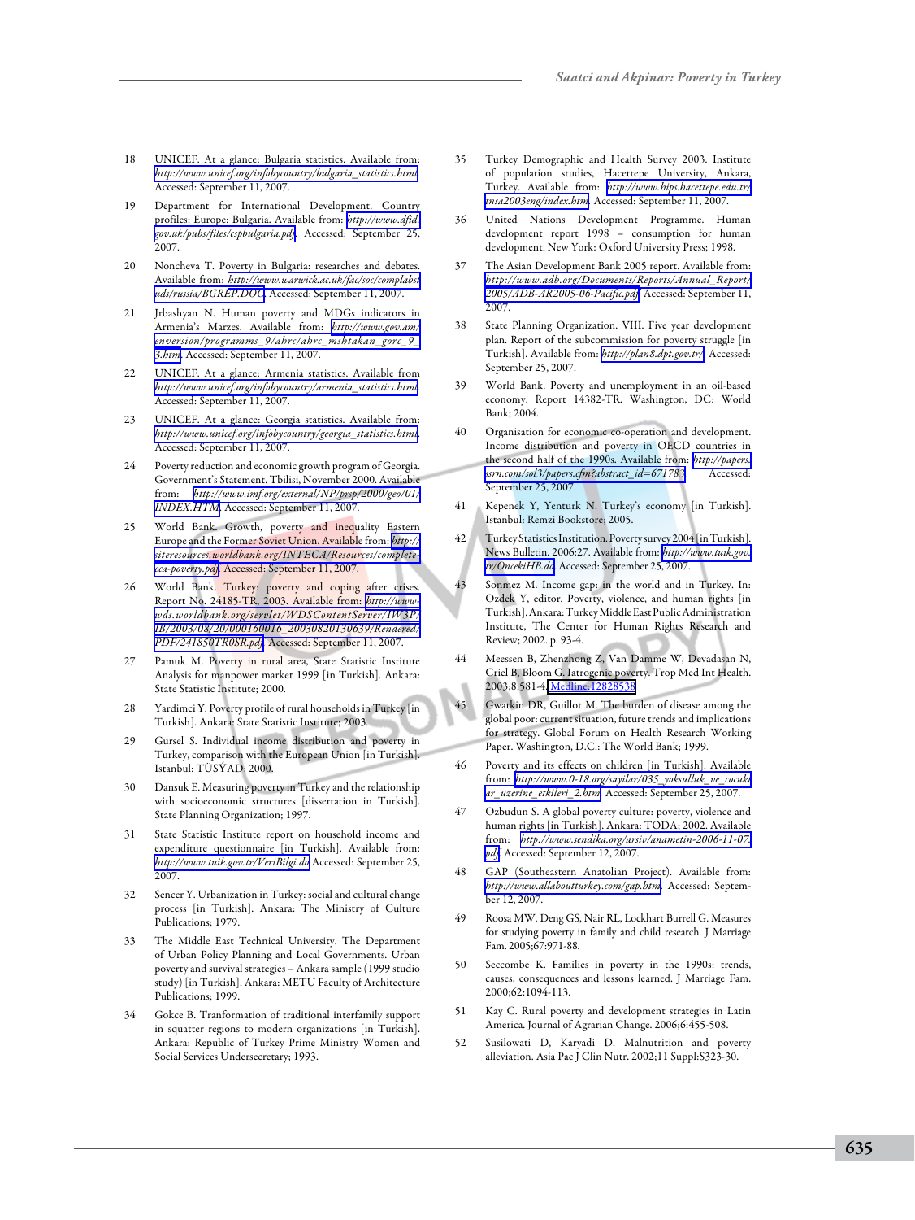18 UNICEF. At a glance: Bulgaria statistics. Available from: *http://www.unicef.org/infobycountry/bulgaria_statistics.html*. Accessed: September 11, 2007.

19 Department for International Development. Country profiles: Europe: Bulgaria. Available from: *http://www.dfid.gov.uk/pubs/files/cspbulgaria.pdf*. Accessed: September 25, 2007.

20 Noncheva T. Poverty in Bulgaria: researches and debates. Available from: *http://www.warwick.ac.uk/fac/soc/complabstuds/russia/BGREP.DOC*. Accessed: September 11, 2007.

21 Jrbashyan N. Human poverty and MDGs indicators in Armenia's Marzes. Available from: *http://www.gov.am/enversion/programms_9/ahrc/ahrc_mshtakan_gorc_93.htm*. Accessed: September 11, 2007.

22 UNICEF. At a glance: Armenia statistics. Available from *http://www.unicef.org/infobycountry/armenia_statistics.html*. Accessed: September 11, 2007.

23 UNICEF. At a glance: Georgia statistics. Available from: *http://www.unicef.org/infobycountry/georgia_statistics.html*. Accessed: September 11, 2007.

24 Poverty reduction and economic growth program of Georgia. Government's Statement. Tbilisi, November 2000. Available from: *http://www.imf.org/external/NP/prsp/2000/geo/01/INDEX.HTM*. Accessed: September 11, 2007.

25 World Bank. Growth, poverty and inequality Eastern Europe and the Former Soviet Union. Available from: *http://siteresources.worldbank.org/INTECA/Resources/complete-eca-poverty.pdf*. Accessed: September 11, 2007.

26 World Bank. Turkey: poverty and coping after crises. Report No. 24185-TR, 2003. Available from: *http://www-wds.worldbank.org/servlet/WDSContentServer/IW3P/IB/2003/08/20/000160016_20030820130639/Rendered/PDF/241850TR0SR.pdf*. Accessed: September 11, 2007.

27 Pamuk M. Poverty in rural area, State Statistic Institute Analysis for manpower market 1999 [in Turkish]. Ankara: State Statistic Institute; 2000.

28 Yardimci Y. Poverty profile of rural households in Turkey [in Turkish]. Ankara: State Statistic Institute; 2003.

29 Gursel S. Individual income distribution and poverty in Turkey, comparison with the European Union [in Turkish]. Istanbul: TÜSÝAD; 2000.

30 Dansuk E. Measuring poverty in Turkey and the relationship with socioeconomic structures [dissertation in Turkish]. State Planning Organization; 1997.

31 State Statistic Institute report on household income and expenditure questionnaire [in Turkish]. Available from: *http://www.tuik.gov.tr/VeriBilgi.do*. Accessed: September 25, 2007.

32 Sencer Y. Urbanization in Turkey: social and cultural change process [in Turkish]. Ankara: The Ministry of Culture Publications; 1979.

33 The Middle East Technical University. The Department of Urban Policy Planning and Local Governments. Urban poverty and survival strategies – Ankara sample (1999 studio study) [in Turkish]. Ankara: METU Faculty of Architecture Publications; 1999.

34 Gokce B. Tranformation of traditional interfamily support in squatter regions to modern organizations [in Turkish]. Ankara: Republic of Turkey Prime Ministry Women and Social Services Undersecretary; 1993.

35 Turkey Demographic and Health Survey 2003. Institute of population studies, Hacettepe University, Ankara, Turkey. Available from: *http://www.hips.hacettepe.edu.tr/tnsa2003eng/index.htm*. Accessed: September 11, 2007.

36 United Nations Development Programme. Human development report 1998 – consumption for human development. New York: Oxford University Press; 1998.

37 The Asian Development Bank 2005 report. Available from: *http://www.adb.org/Documents/Reports/Annual_Report/2005/ADB-AR2005-06-Pacific.pdf*. Accessed: September 11, 2007.

38 State Planning Organization. VIII. Five year development plan. Report of the subcommission for poverty struggle [in Turkish]. Available from: *http://plan8.dpt.gov.tr/*. Accessed: September 25, 2007.

39 World Bank. Poverty and unemployment in an oil-based economy. Report 14382-TR. Washington, DC: World Bank; 2004.

40 Organisation for economic co-operation and development. Income distribution and poverty in OECD countries in the second half of the 1990s. Available from: *http://papers.ssrn.com/sol3/papers.cfm?abstract_id=671783*. Accessed: September 25, 2007.

41 Kepenek Y, Yenturk N. Turkey's economy [in Turkish]. Istanbul: Remzi Bookstore; 2005.

42 Turkey Statistics Institution. Poverty survey 2004 [in Turkish]. News Bulletin. 2006:27. Available from: *http://www.tuik.gov.tr/OncekiHB.do*. Accessed: September 25, 2007.

43 Sonmez M. Income gap: in the world and in Turkey. In: Ozdek Y, editor. Poverty, violence, and human rights [in Turkish]. Ankara: Turkey Middle East Public Administration Institute, The Center for Human Rights Research and Review; 2002. p. 93-4.

44 Meessen B, Zhenzhong Z, Van Damme W, Devadasan N, Criel B, Bloom G. Iatrogenic poverty. Trop Med Int Health. 2003;8:581-4. Medline:12828538

45 Gwatkin DR, Guillot M. The burden of disease among the global poor: current situation, future trends and implications for strategy. Global Forum on Health Research Working Paper. Washington, D.C.: The World Bank; 1999.

46 Poverty and its effects on children [in Turkish]. Available from: *http://www.0-18.org/sayilar/035_yoksulluk_ve_cocuklar_uzerine_etkileri_2.htm*. Accessed: September 25, 2007.

47 Ozbudun S. A global poverty culture: poverty, violence and human rights [in Turkish]. Ankara: TODA; 2002. Available from: *http://www.sendika.org/arsiv/anametin-2006-11-07.pdf*. Accessed: September 12, 2007.

48 GAP (Southeastern Anatolian Project). Available from: *http://www.allaboutturkey.com/gap.htm*. Accessed: September 12, 2007.

49 Roosa MW, Deng GS, Nair RL, Lockhart Burrell G. Measures for studying poverty in family and child research. J Marriage Fam. 2005;67:971-88.

50 Seccombe K. Families in poverty in the 1990s: trends, causes, consequences and lessons learned. J Marriage Fam. 2000;62:1094-113.

51 Kay C. Rural poverty and development strategies in Latin America. Journal of Agrarian Change. 2006;6:455-508.

52 Susilowati D, Karyadi D. Malnutrition and poverty alleviation. Asia Pac J Clin Nutr. 2002;11 Suppl:S323-30.